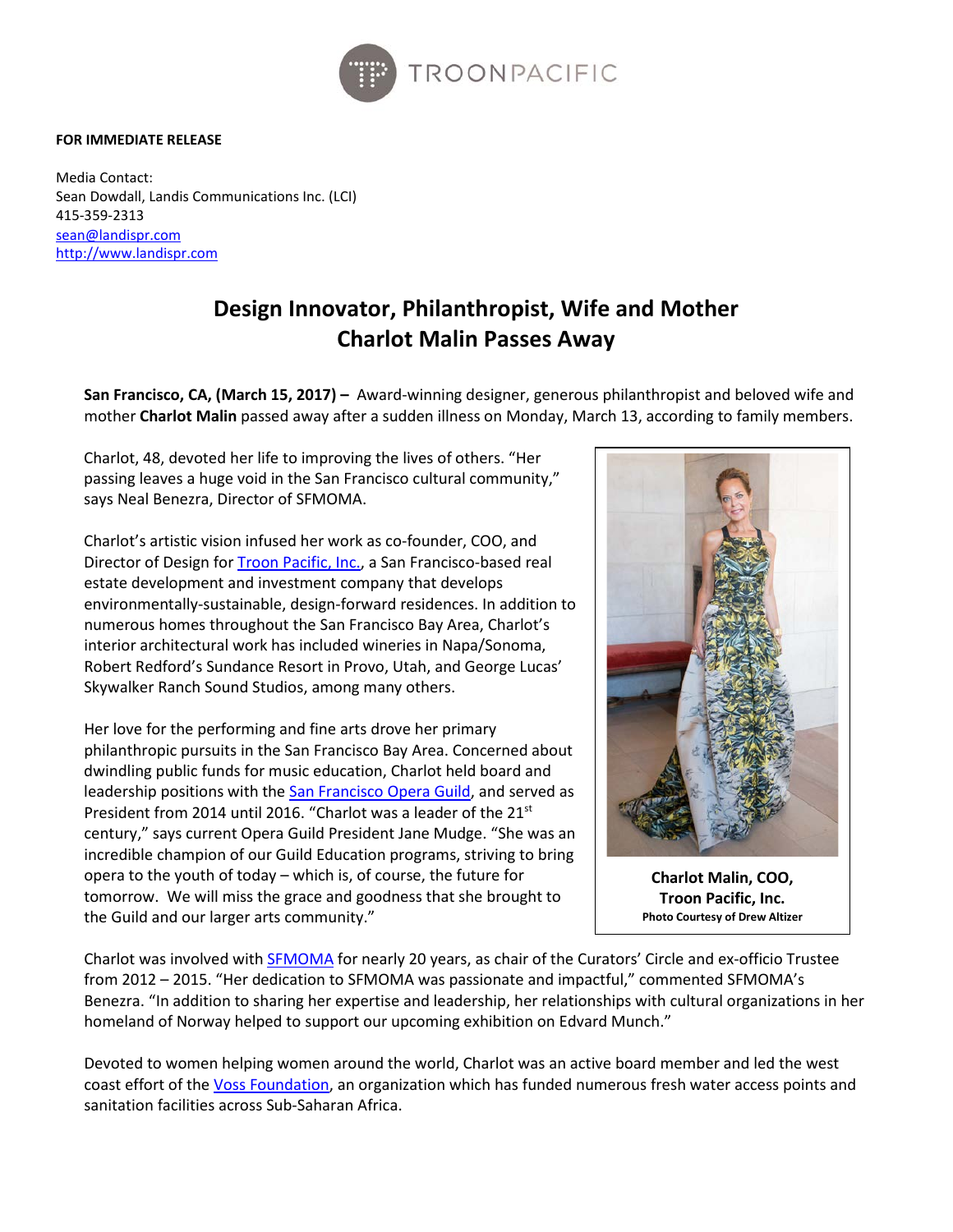TROONPACIFIC

**FOR IMMEDIATE RELEASE**

Media Contact:
Sean Dowdall, Landis Communications Inc. (LCI)
415-359-2313
sean@landispr.com
http://www.landispr.com

# Design Innovator, Philanthropist, Wife and Mother Charlot Malin Passes Away

**San Francisco, CA, (March 15, 2017) –** Award-winning designer, generous philanthropist and beloved wife and mother **Charlot Malin** passed away after a sudden illness on Monday, March 13, according to family members.

Charlot, 48, devoted her life to improving the lives of others. "Her passing leaves a huge void in the San Francisco cultural community," says Neal Benezra, Director of SFMOMA.

Charlot's artistic vision infused her work as co-founder, COO, and Director of Design for Troon Pacific, Inc., a San Francisco-based real estate development and investment company that develops environmentally-sustainable, design-forward residences. In addition to numerous homes throughout the San Francisco Bay Area, Charlot's interior architectural work has included wineries in Napa/Sonoma, Robert Redford's Sundance Resort in Provo, Utah, and George Lucas' Skywalker Ranch Sound Studios, among many others.

Her love for the performing and fine arts drove her primary philanthropic pursuits in the San Francisco Bay Area. Concerned about dwindling public funds for music education, Charlot held board and leadership positions with the San Francisco Opera Guild, and served as President from 2014 until 2016. "Charlot was a leader of the 21st century," says current Opera Guild President Jane Mudge. "She was an incredible champion of our Guild Education programs, striving to bring opera to the youth of today – which is, of course, the future for tomorrow. We will miss the grace and goodness that she brought to the Guild and our larger arts community."

**Charlot Malin, COO, Troon Pacific, Inc.**
**Photo Courtesy of Drew Altizer**

Charlot was involved with SFMOMA for nearly 20 years, as chair of the Curators' Circle and ex-officio Trustee from 2012 – 2015. "Her dedication to SFMOMA was passionate and impactful," commented SFMOMA's Benezra. "In addition to sharing her expertise and leadership, her relationships with cultural organizations in her homeland of Norway helped to support our upcoming exhibition on Edvard Munch."

Devoted to women helping women around the world, Charlot was an active board member and led the west coast effort of the Voss Foundation, an organization which has funded numerous fresh water access points and sanitation facilities across Sub-Saharan Africa.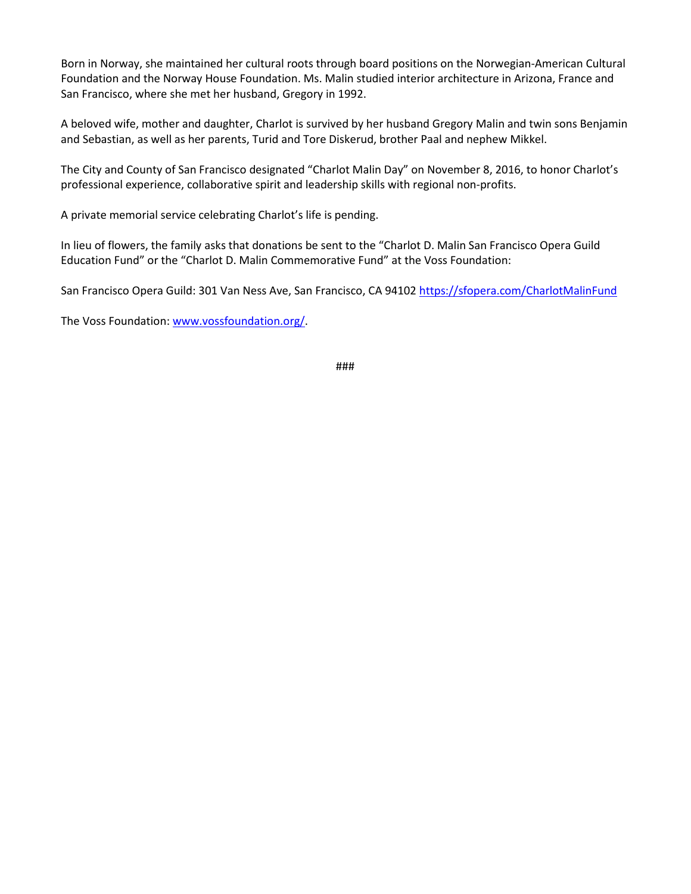Born in Norway, she maintained her cultural roots through board positions on the Norwegian-American Cultural Foundation and the Norway House Foundation. Ms. Malin studied interior architecture in Arizona, France and San Francisco, where she met her husband, Gregory in 1992.

A beloved wife, mother and daughter, Charlot is survived by her husband Gregory Malin and twin sons Benjamin and Sebastian, as well as her parents, Turid and Tore Diskerud, brother Paal and nephew Mikkel.

The City and County of San Francisco designated “Charlot Malin Day” on November 8, 2016, to honor Charlot’s professional experience, collaborative spirit and leadership skills with regional non-profits.

A private memorial service celebrating Charlot’s life is pending.

In lieu of flowers, the family asks that donations be sent to the “Charlot D. Malin San Francisco Opera Guild Education Fund” or the “Charlot D. Malin Commemorative Fund” at the Voss Foundation:

San Francisco Opera Guild: 301 Van Ness Ave, San Francisco, CA 94102 https://sfopera.com/CharlotMalinFund

The Voss Foundation: www.vossfoundation.org/.

###